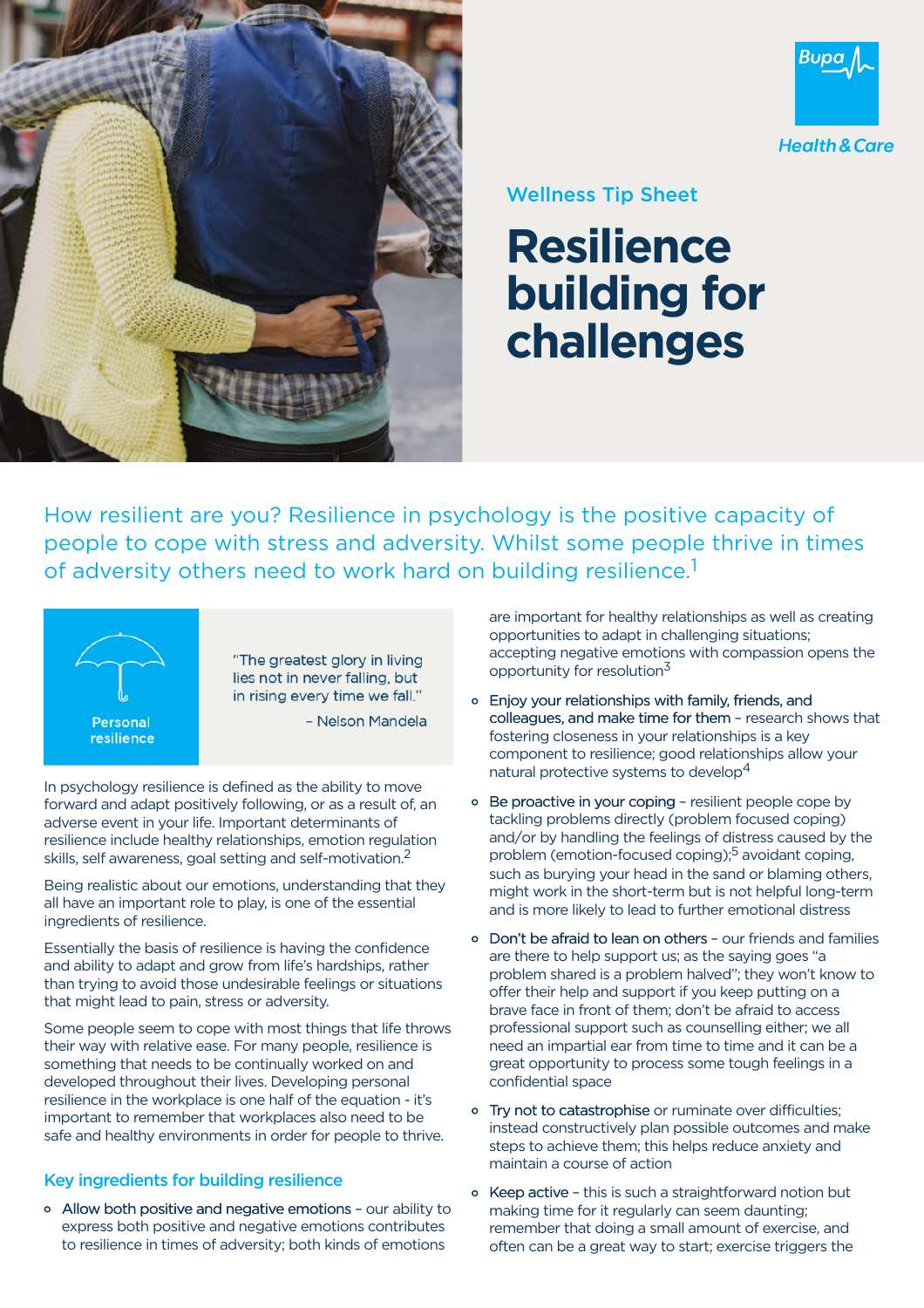Bupa Health & Care

Wellness Tip Sheet

# Resilience building for challenges

How resilient are you? Resilience in psychology is the positive capacity of people to cope with stress and adversity. Whilst some people thrive in times of adversity others need to work hard on building resilience.[1]

Personal resilience

> "The greatest glory in living lies not in never falling, but in rising every time we fall."
>
> – Nelson Mandela

In psychology resilience is defined as the ability to move forward and adapt positively following, or as a result of, an adverse event in your life. Important determinants of resilience include healthy relationships, emotion regulation skills, self awareness, goal setting and self-motivation.[2]

Being realistic about our emotions, understanding that they all have an important role to play, is one of the essential ingredients of resilience.

Essentially the basis of resilience is having the confidence and ability to adapt and grow from life's hardships, rather than trying to avoid those undesirable feelings or situations that might lead to pain, stress or adversity.

Some people seem to cope with most things that life throws their way with relative ease. For many people, resilience is something that needs to be continually worked on and developed throughout their lives. Developing personal resilience in the workplace is one half of the equation - it's important to remember that workplaces also need to be safe and healthy environments in order for people to thrive.

## Key ingredients for building resilience

- Allow both positive and negative emotions – our ability to express both positive and negative emotions contributes to resilience in times of adversity; both kinds of emotions are important for healthy relationships as well as creating opportunities to adapt in challenging situations; accepting negative emotions with compassion opens the opportunity for resolution[3]
- Enjoy your relationships with family, friends, and colleagues, and make time for them – research shows that fostering closeness in your relationships is a key component to resilience; good relationships allow your natural protective systems to develop[4]
- Be proactive in your coping – resilient people cope by tackling problems directly (problem focused coping) and/or by handling the feelings of distress caused by the problem (emotion-focused coping);[5] avoidant coping, such as burying your head in the sand or blaming others, might work in the short-term but is not helpful long-term and is more likely to lead to further emotional distress
- Don't be afraid to lean on others – our friends and families are there to help support us; as the saying goes "a problem shared is a problem halved"; they won't know to offer their help and support if you keep putting on a brave face in front of them; don't be afraid to access professional support such as counselling either; we all need an impartial ear from time to time and it can be a great opportunity to process some tough feelings in a confidential space
- Try not to catastrophise or ruminate over difficulties; instead constructively plan possible outcomes and make steps to achieve them; this helps reduce anxiety and maintain a course of action
- Keep active – this is such a straightforward notion but making time for it regularly can seem daunting; remember that doing a small amount of exercise, and often can be a great way to start; exercise triggers the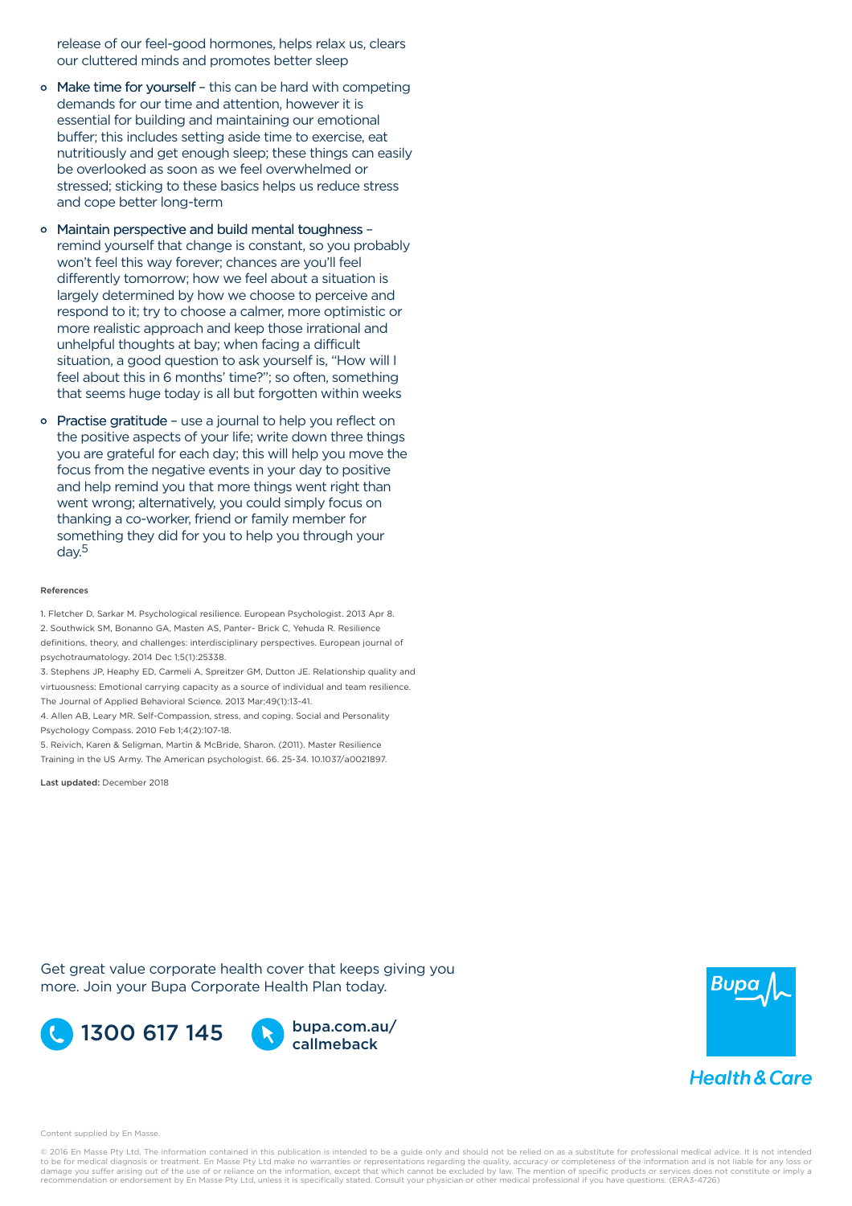release of our feel-good hormones, helps relax us, clears our cluttered minds and promotes better sleep

- Make time for yourself – this can be hard with competing demands for our time and attention, however it is essential for building and maintaining our emotional buffer; this includes setting aside time to exercise, eat nutritiously and get enough sleep; these things can easily be overlooked as soon as we feel overwhelmed or stressed; sticking to these basics helps us reduce stress and cope better long-term
- Maintain perspective and build mental toughness – remind yourself that change is constant, so you probably won't feel this way forever; chances are you'll feel differently tomorrow; how we feel about a situation is largely determined by how we choose to perceive and respond to it; try to choose a calmer, more optimistic or more realistic approach and keep those irrational and unhelpful thoughts at bay; when facing a difficult situation, a good question to ask yourself is, "How will I feel about this in 6 months' time?"; so often, something that seems huge today is all but forgotten within weeks
- Practise gratitude – use a journal to help you reflect on the positive aspects of your life; write down three things you are grateful for each day; this will help you move the focus from the negative events in your day to positive and help remind you that more things went right than went wrong; alternatively, you could simply focus on thanking a co-worker, friend or family member for something they did for you to help you through your day.[5]

#### References

1. Fletcher D, Sarkar M. Psychological resilience. European Psychologist. 2013 Apr 8.
2. Southwick SM, Bonanno GA, Masten AS, Panter- Brick C, Yehuda R. Resilience definitions, theory, and challenges: interdisciplinary perspectives. European journal of psychotraumatology. 2014 Dec 1;5(1):25338.
3. Stephens JP, Heaphy ED, Carmeli A, Spreitzer GM, Dutton JE. Relationship quality and virtuousness: Emotional carrying capacity as a source of individual and team resilience. The Journal of Applied Behavioral Science. 2013 Mar;49(1):13-41.
4. Allen AB, Leary MR. Self-Compassion, stress, and coping. Social and Personality Psychology Compass. 2010 Feb 1;4(2):107-18.
5. Reivich, Karen & Seligman, Martin & McBride, Sharon. (2011). Master Resilience Training in the US Army. The American psychologist. 66. 25-34. 10.1037/a0021897.

**Last updated:** December 2018

Get great value corporate health cover that keeps giving you more. Join your Bupa Corporate Health Plan today.

1300 617 145

bupa.com.au/callmeback

Bupa Health & Care

Content supplied by En Masse.

© 2016 En Masse Pty Ltd. The information contained in this publication is intended to be a guide only and should not be relied on as a substitute for professional medical advice. It is not intended to be for medical diagnosis or treatment. En Masse Pty Ltd make no warranties or representations regarding the quality, accuracy or completeness of the information and is not liable for any loss or damage you suffer arising out of the use of or reliance on the information, except that which cannot be excluded by law. The mention of specific products or services does not constitute or imply a recommendation or endorsement by En Masse Pty Ltd, unless it is specifically stated. Consult your physician or other medical professional if you have questions. (ERA3-4726)